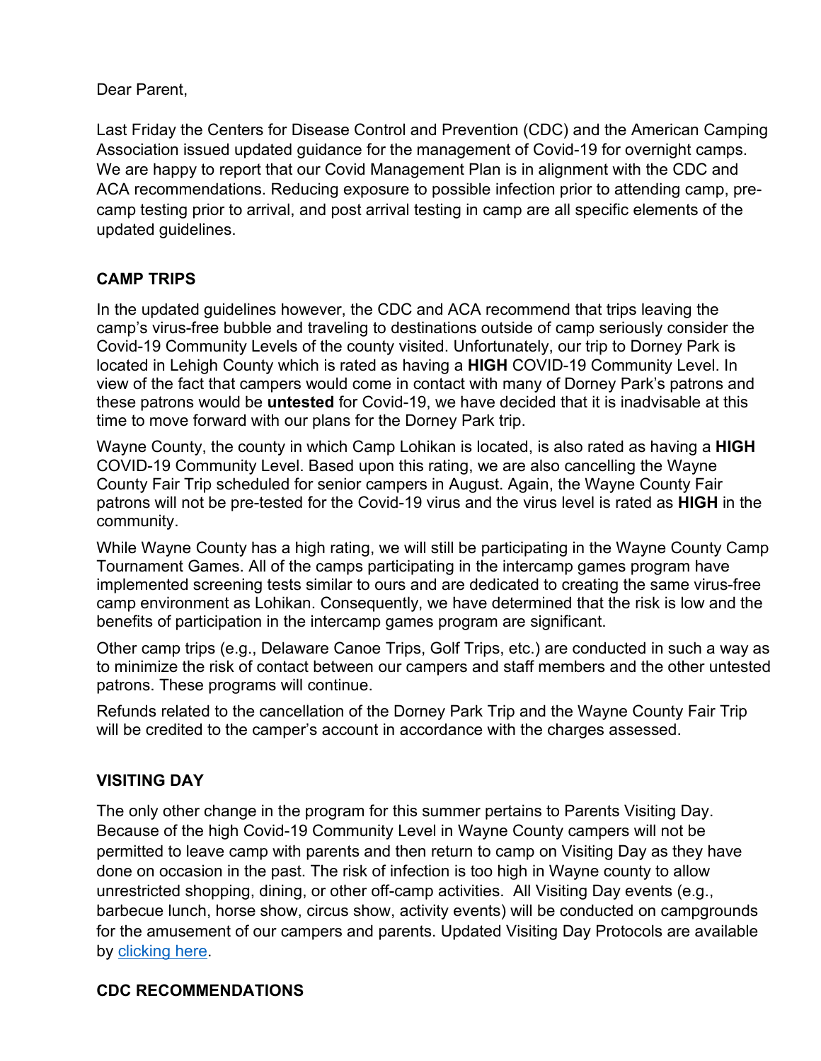Dear Parent,

Last Friday the Centers for Disease Control and Prevention (CDC) and the American Camping Association issued updated guidance for the management of Covid-19 for overnight camps. We are happy to report that our Covid Management Plan is in alignment with the CDC and ACA recommendations. Reducing exposure to possible infection prior to attending camp, pre-camp testing prior to arrival, and post arrival testing in camp are all specific elements of the updated guidelines.

## CAMP TRIPS

In the updated guidelines however, the CDC and ACA recommend that trips leaving the camp's virus-free bubble and traveling to destinations outside of camp seriously consider the Covid-19 Community Levels of the county visited. Unfortunately, our trip to Dorney Park is located in Lehigh County which is rated as having a **HIGH** COVID-19 Community Level. In view of the fact that campers would come in contact with many of Dorney Park's patrons and these patrons would be **untested** for Covid-19, we have decided that it is inadvisable at this time to move forward with our plans for the Dorney Park trip.

Wayne County, the county in which Camp Lohikan is located, is also rated as having a **HIGH** COVID-19 Community Level. Based upon this rating, we are also cancelling the Wayne County Fair Trip scheduled for senior campers in August. Again, the Wayne County Fair patrons will not be pre-tested for the Covid-19 virus and the virus level is rated as **HIGH** in the community.

While Wayne County has a high rating, we will still be participating in the Wayne County Camp Tournament Games. All of the camps participating in the intercamp games program have implemented screening tests similar to ours and are dedicated to creating the same virus-free camp environment as Lohikan. Consequently, we have determined that the risk is low and the benefits of participation in the intercamp games program are significant.

Other camp trips (e.g., Delaware Canoe Trips, Golf Trips, etc.) are conducted in such a way as to minimize the risk of contact between our campers and staff members and the other untested patrons. These programs will continue.

Refunds related to the cancellation of the Dorney Park Trip and the Wayne County Fair Trip will be credited to the camper's account in accordance with the charges assessed.

## VISITING DAY

The only other change in the program for this summer pertains to Parents Visiting Day. Because of the high Covid-19 Community Level in Wayne County campers will not be permitted to leave camp with parents and then return to camp on Visiting Day as they have done on occasion in the past. The risk of infection is too high in Wayne county to allow unrestricted shopping, dining, or other off-camp activities. All Visiting Day events (e.g., barbecue lunch, horse show, circus show, activity events) will be conducted on campgrounds for the amusement of our campers and parents. Updated Visiting Day Protocols are available by clicking here.

## CDC RECOMMENDATIONS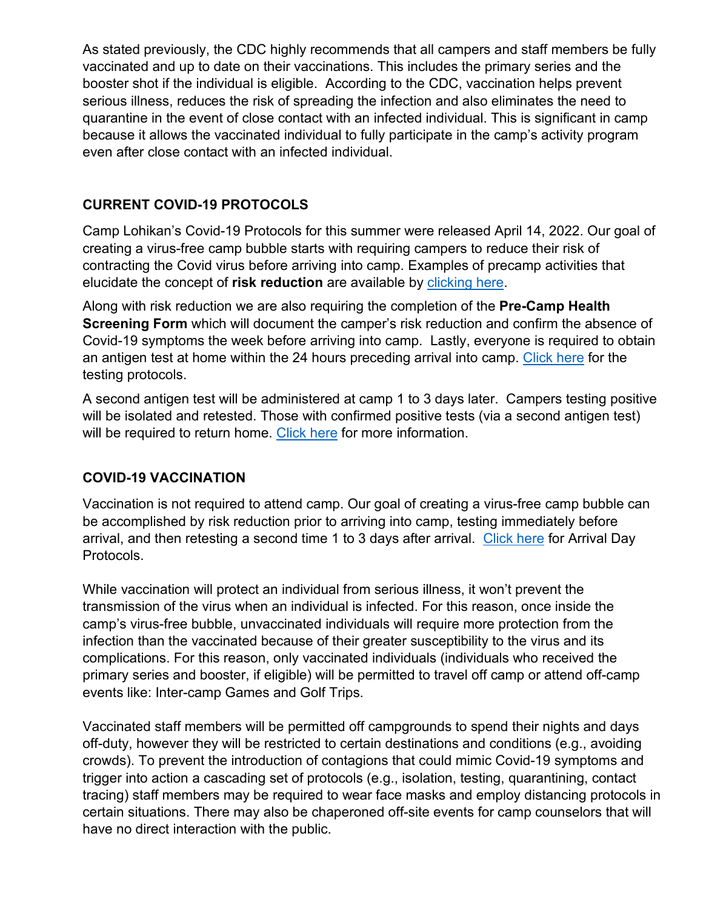As stated previously, the CDC highly recommends that all campers and staff members be fully vaccinated and up to date on their vaccinations. This includes the primary series and the booster shot if the individual is eligible. According to the CDC, vaccination helps prevent serious illness, reduces the risk of spreading the infection and also eliminates the need to quarantine in the event of close contact with an infected individual. This is significant in camp because it allows the vaccinated individual to fully participate in the camp's activity program even after close contact with an infected individual.

## CURRENT COVID-19 PROTOCOLS

Camp Lohikan's Covid-19 Protocols for this summer were released April 14, 2022. Our goal of creating a virus-free camp bubble starts with requiring campers to reduce their risk of contracting the Covid virus before arriving into camp. Examples of precamp activities that elucidate the concept of **risk reduction** are available by clicking here.

Along with risk reduction we are also requiring the completion of the **Pre-Camp Health Screening Form** which will document the camper's risk reduction and confirm the absence of Covid-19 symptoms the week before arriving into camp. Lastly, everyone is required to obtain an antigen test at home within the 24 hours preceding arrival into camp. Click here for the testing protocols.

A second antigen test will be administered at camp 1 to 3 days later. Campers testing positive will be isolated and retested. Those with confirmed positive tests (via a second antigen test) will be required to return home. Click here for more information.

## COVID-19 VACCINATION

Vaccination is not required to attend camp. Our goal of creating a virus-free camp bubble can be accomplished by risk reduction prior to arriving into camp, testing immediately before arrival, and then retesting a second time 1 to 3 days after arrival. Click here for Arrival Day Protocols.

While vaccination will protect an individual from serious illness, it won't prevent the transmission of the virus when an individual is infected. For this reason, once inside the camp's virus-free bubble, unvaccinated individuals will require more protection from the infection than the vaccinated because of their greater susceptibility to the virus and its complications. For this reason, only vaccinated individuals (individuals who received the primary series and booster, if eligible) will be permitted to travel off camp or attend off-camp events like: Inter-camp Games and Golf Trips.

Vaccinated staff members will be permitted off campgrounds to spend their nights and days off-duty, however they will be restricted to certain destinations and conditions (e.g., avoiding crowds). To prevent the introduction of contagions that could mimic Covid-19 symptoms and trigger into action a cascading set of protocols (e.g., isolation, testing, quarantining, contact tracing) staff members may be required to wear face masks and employ distancing protocols in certain situations. There may also be chaperoned off-site events for camp counselors that will have no direct interaction with the public.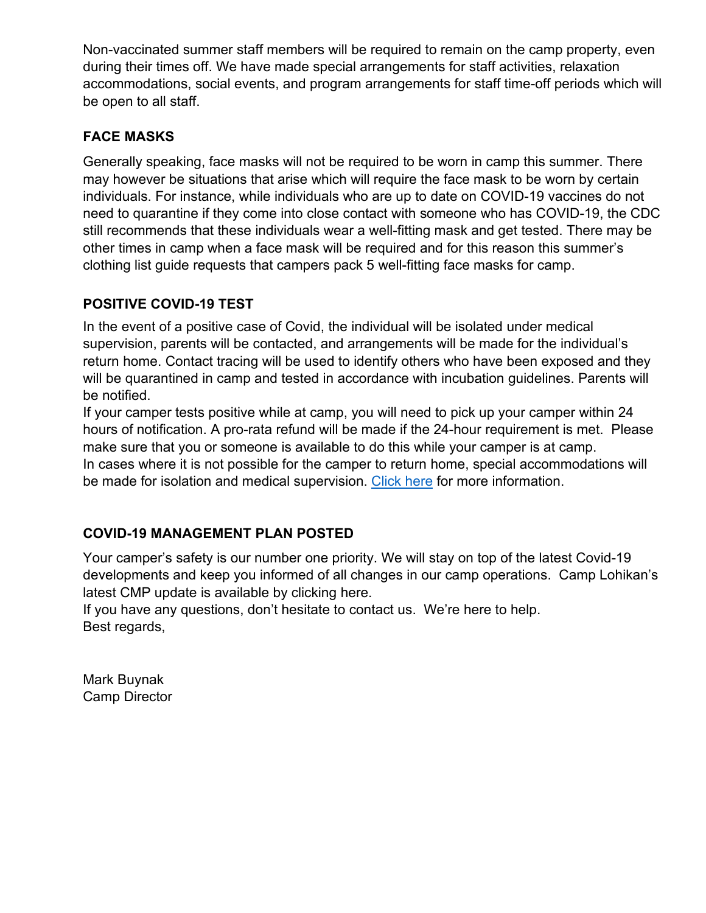Non-vaccinated summer staff members will be required to remain on the camp property, even during their times off. We have made special arrangements for staff activities, relaxation accommodations, social events, and program arrangements for staff time-off periods which will be open to all staff.

**FACE MASKS**

Generally speaking, face masks will not be required to be worn in camp this summer. There may however be situations that arise which will require the face mask to be worn by certain individuals. For instance, while individuals who are up to date on COVID-19 vaccines do not need to quarantine if they come into close contact with someone who has COVID-19, the CDC still recommends that these individuals wear a well-fitting mask and get tested. There may be other times in camp when a face mask will be required and for this reason this summer's clothing list guide requests that campers pack 5 well-fitting face masks for camp.

**POSITIVE COVID-19 TEST**

In the event of a positive case of Covid, the individual will be isolated under medical supervision, parents will be contacted, and arrangements will be made for the individual's return home. Contact tracing will be used to identify others who have been exposed and they will be quarantined in camp and tested in accordance with incubation guidelines. Parents will be notified.

If your camper tests positive while at camp, you will need to pick up your camper within 24 hours of notification. A pro-rata refund will be made if the 24-hour requirement is met. Please make sure that you or someone is available to do this while your camper is at camp.

In cases where it is not possible for the camper to return home, special accommodations will be made for isolation and medical supervision. Click here for more information.

**COVID-19 MANAGEMENT PLAN POSTED**

Your camper's safety is our number one priority. We will stay on top of the latest Covid-19 developments and keep you informed of all changes in our camp operations. Camp Lohikan's latest CMP update is available by clicking here.

If you have any questions, don't hesitate to contact us. We're here to help.

Best regards,

Mark Buynak
Camp Director